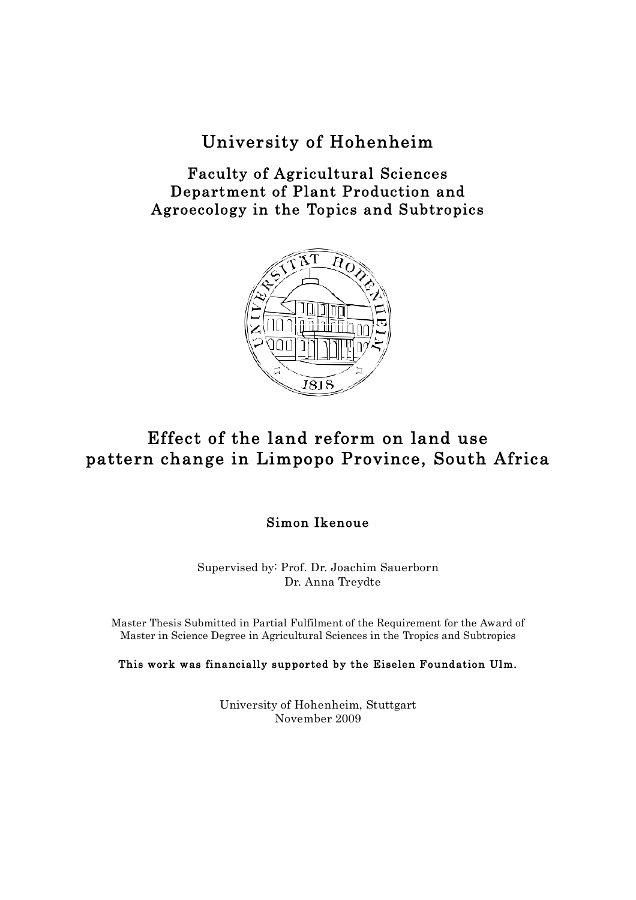# University of Hohenheim

## Faculty of Agricultural Sciences
## Department of Plant Production and Agroecology in the Topics and Subtropics

# Effect of the land reform on land use pattern change in Limpopo Province, South Africa

**Simon Ikenoue**

Supervised by: Prof. Dr. Joachim Sauerborn
Dr. Anna Treydte

Master Thesis Submitted in Partial Fulfilment of the Requirement for the Award of Master in Science Degree in Agricultural Sciences in the Tropics and Subtropics

**This work was financially supported by the Eiselen Foundation Ulm.**

University of Hohenheim, Stuttgart
November 2009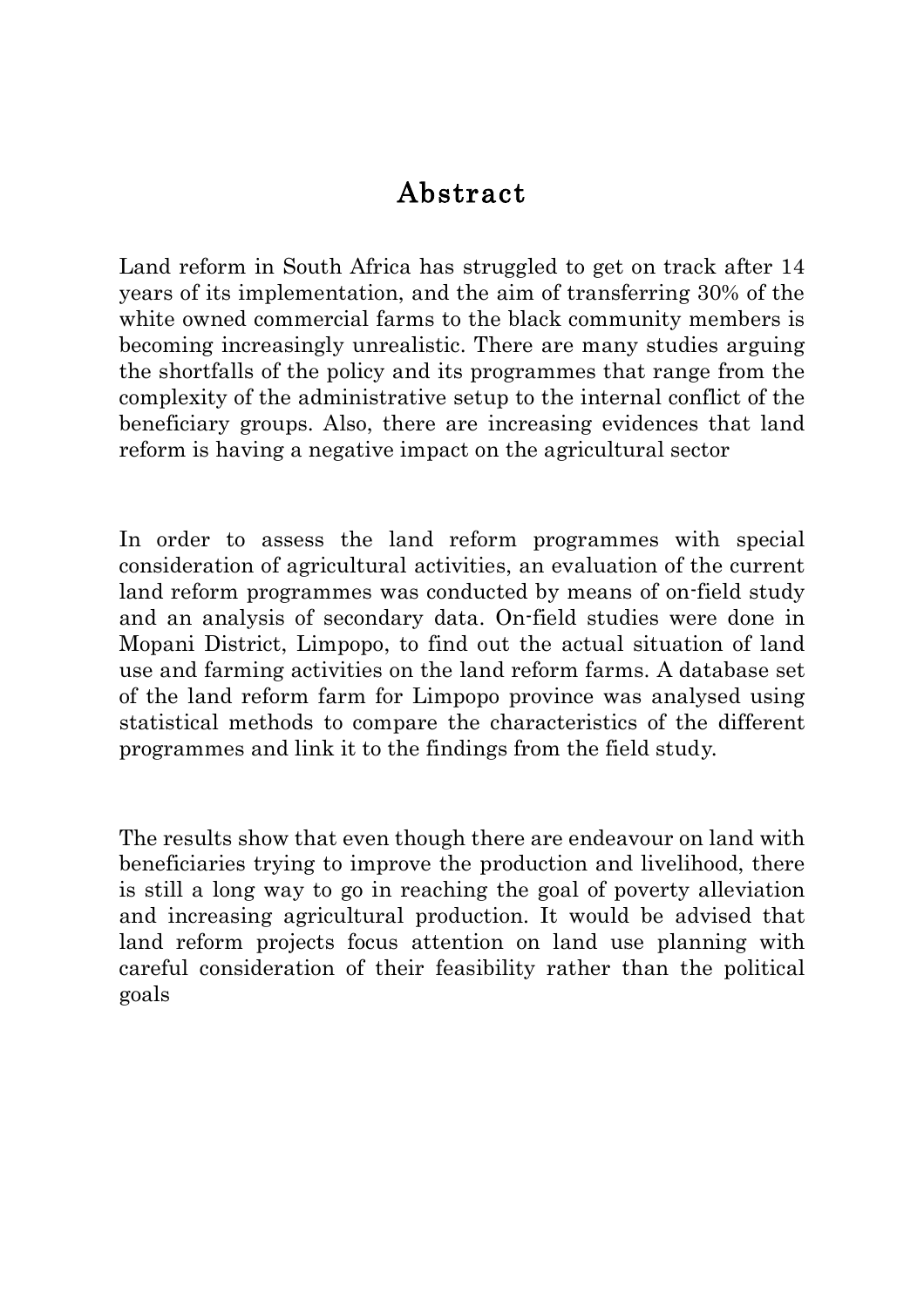# Abstract

Land reform in South Africa has struggled to get on track after 14 years of its implementation, and the aim of transferring 30% of the white owned commercial farms to the black community members is becoming increasingly unrealistic. There are many studies arguing the shortfalls of the policy and its programmes that range from the complexity of the administrative setup to the internal conflict of the beneficiary groups. Also, there are increasing evidences that land reform is having a negative impact on the agricultural sector

In order to assess the land reform programmes with special consideration of agricultural activities, an evaluation of the current land reform programmes was conducted by means of on-field study and an analysis of secondary data. On-field studies were done in Mopani District, Limpopo, to find out the actual situation of land use and farming activities on the land reform farms. A database set of the land reform farm for Limpopo province was analysed using statistical methods to compare the characteristics of the different programmes and link it to the findings from the field study.

The results show that even though there are endeavour on land with beneficiaries trying to improve the production and livelihood, there is still a long way to go in reaching the goal of poverty alleviation and increasing agricultural production. It would be advised that land reform projects focus attention on land use planning with careful consideration of their feasibility rather than the political goals